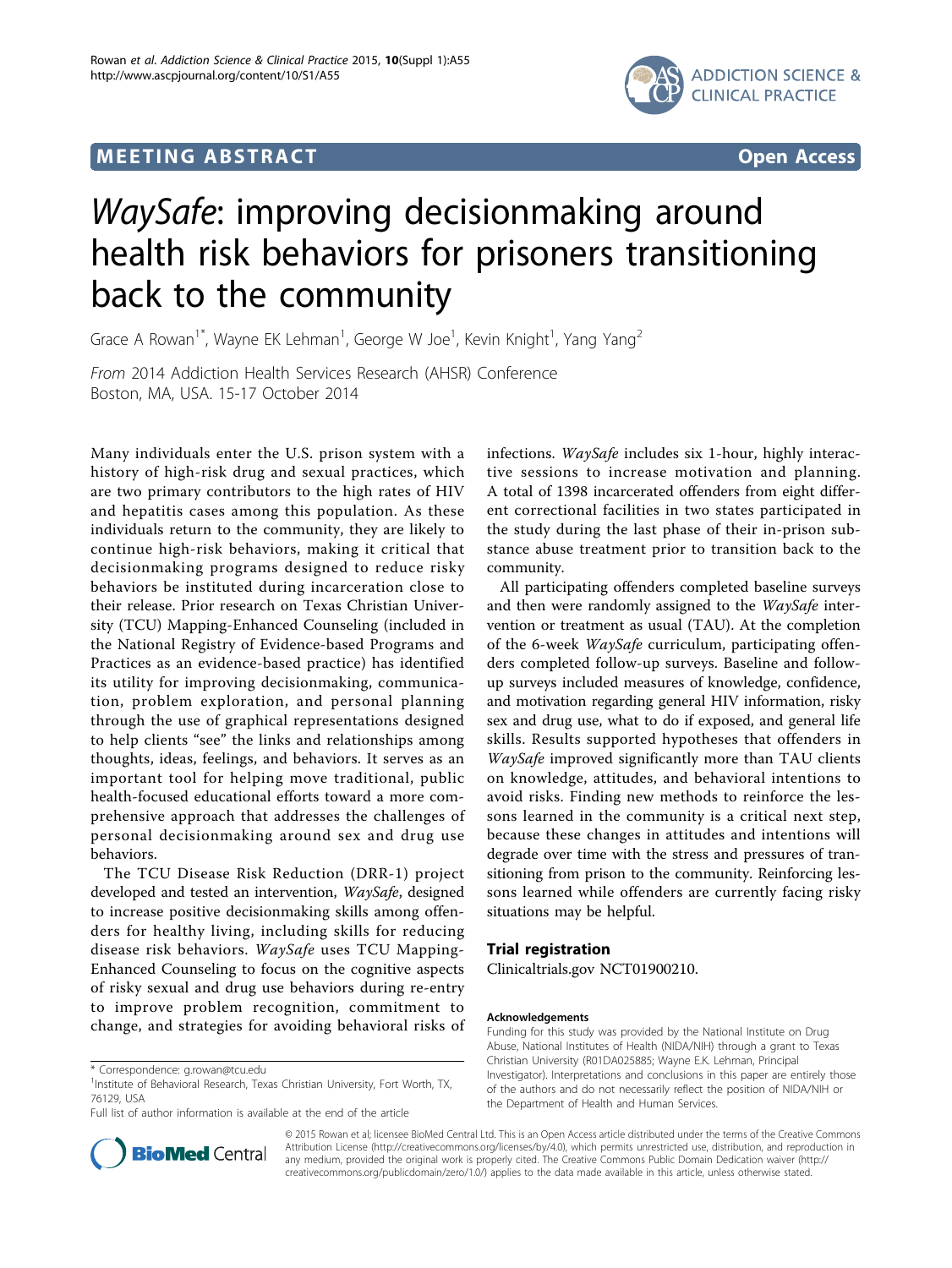MEETING ABSTRACT Open Access

# *WaySafe*: improving decisionmaking around health risk behaviors for prisoners transitioning back to the community

Grace A Rowan[1*], Wayne EK Lehman[1], George W Joe[1], Kevin Knight[1], Yang Yang[2]

*From* 2014 Addiction Health Services Research (AHSR) Conference
Boston, MA, USA. 15-17 October 2014

Many individuals enter the U.S. prison system with a history of high-risk drug and sexual practices, which are two primary contributors to the high rates of HIV and hepatitis cases among this population. As these individuals return to the community, they are likely to continue high-risk behaviors, making it critical that decisionmaking programs designed to reduce risky behaviors be instituted during incarceration close to their release. Prior research on Texas Christian University (TCU) Mapping-Enhanced Counseling (included in the National Registry of Evidence-based Programs and Practices as an evidence-based practice) has identified its utility for improving decisionmaking, communication, problem exploration, and personal planning through the use of graphical representations designed to help clients "see" the links and relationships among thoughts, ideas, feelings, and behaviors. It serves as an important tool for helping move traditional, public health-focused educational efforts toward a more comprehensive approach that addresses the challenges of personal decisionmaking around sex and drug use behaviors.

The TCU Disease Risk Reduction (DRR-1) project developed and tested an intervention, *WaySafe*, designed to increase positive decisionmaking skills among offenders for healthy living, including skills for reducing disease risk behaviors. *WaySafe* uses TCU Mapping-Enhanced Counseling to focus on the cognitive aspects of risky sexual and drug use behaviors during re-entry to improve problem recognition, commitment to change, and strategies for avoiding behavioral risks of infections. *WaySafe* includes six 1-hour, highly interactive sessions to increase motivation and planning. A total of 1398 incarcerated offenders from eight different correctional facilities in two states participated in the study during the last phase of their in-prison substance abuse treatment prior to transition back to the community.

All participating offenders completed baseline surveys and then were randomly assigned to the *WaySafe* intervention or treatment as usual (TAU). At the completion of the 6-week *WaySafe* curriculum, participating offenders completed follow-up surveys. Baseline and follow-up surveys included measures of knowledge, confidence, and motivation regarding general HIV information, risky sex and drug use, what to do if exposed, and general life skills. Results supported hypotheses that offenders in *WaySafe* improved significantly more than TAU clients on knowledge, attitudes, and behavioral intentions to avoid risks. Finding new methods to reinforce the lessons learned in the community is a critical next step, because these changes in attitudes and intentions will degrade over time with the stress and pressures of transitioning from prison to the community. Reinforcing lessons learned while offenders are currently facing risky situations may be helpful.

## Trial registration

Clinicaltrials.gov NCT01900210.

#### Acknowledgements

Funding for this study was provided by the National Institute on Drug Abuse, National Institutes of Health (NIDA/NIH) through a grant to Texas Christian University (R01DA025885; Wayne E.K. Lehman, Principal Investigator). Interpretations and conclusions in this paper are entirely those of the authors and do not necessarily reflect the position of NIDA/NIH or the Department of Health and Human Services.

\* Correspondence: g.rowan@tcu.edu
[1]Institute of Behavioral Research, Texas Christian University, Fort Worth, TX, 76129, USA
Full list of author information is available at the end of the article

© 2015 Rowan et al; licensee BioMed Central Ltd. This is an Open Access article distributed under the terms of the Creative Commons Attribution License (http://creativecommons.org/licenses/by/4.0), which permits unrestricted use, distribution, and reproduction in any medium, provided the original work is properly cited. The Creative Commons Public Domain Dedication waiver (http://creativecommons.org/publicdomain/zero/1.0/) applies to the data made available in this article, unless otherwise stated.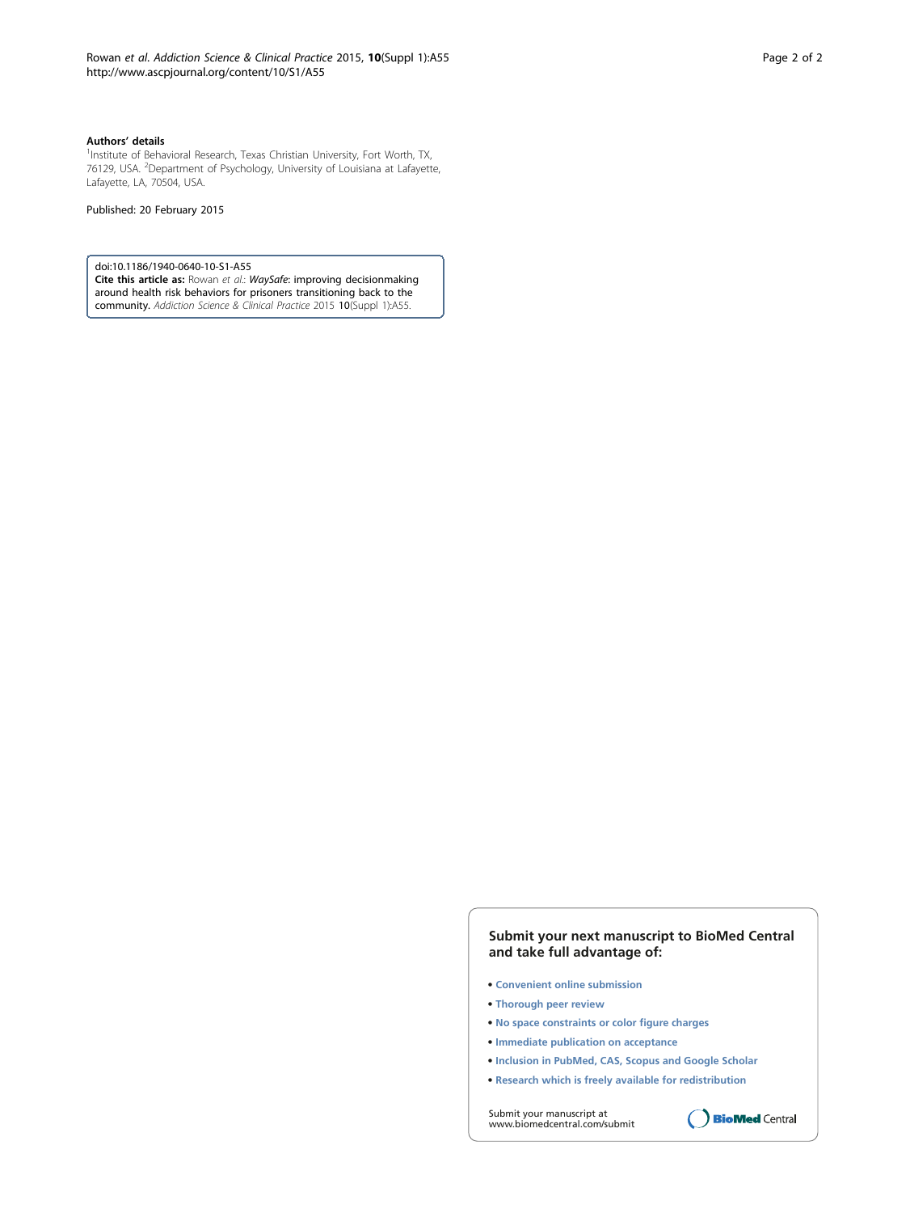**Authors' details**

[1]Institute of Behavioral Research, Texas Christian University, Fort Worth, TX, 76129, USA. [2]Department of Psychology, University of Louisiana at Lafayette, Lafayette, LA, 70504, USA.

Published: 20 February 2015

doi:10.1186/1940-0640-10-S1-A55

**Cite this article as:** Rowan *et al.*: ***WaySafe***: improving decisionmaking around health risk behaviors for prisoners transitioning back to the community. *Addiction Science & Clinical Practice* 2015 **10**(Suppl 1):A55.

**Submit your next manuscript to BioMed Central and take full advantage of:**

- **Convenient online submission**
- **Thorough peer review**
- **No space constraints or color figure charges**
- **Immediate publication on acceptance**
- **Inclusion in PubMed, CAS, Scopus and Google Scholar**
- **Research which is freely available for redistribution**

Submit your manuscript at www.biomedcentral.com/submit

BioMed Central